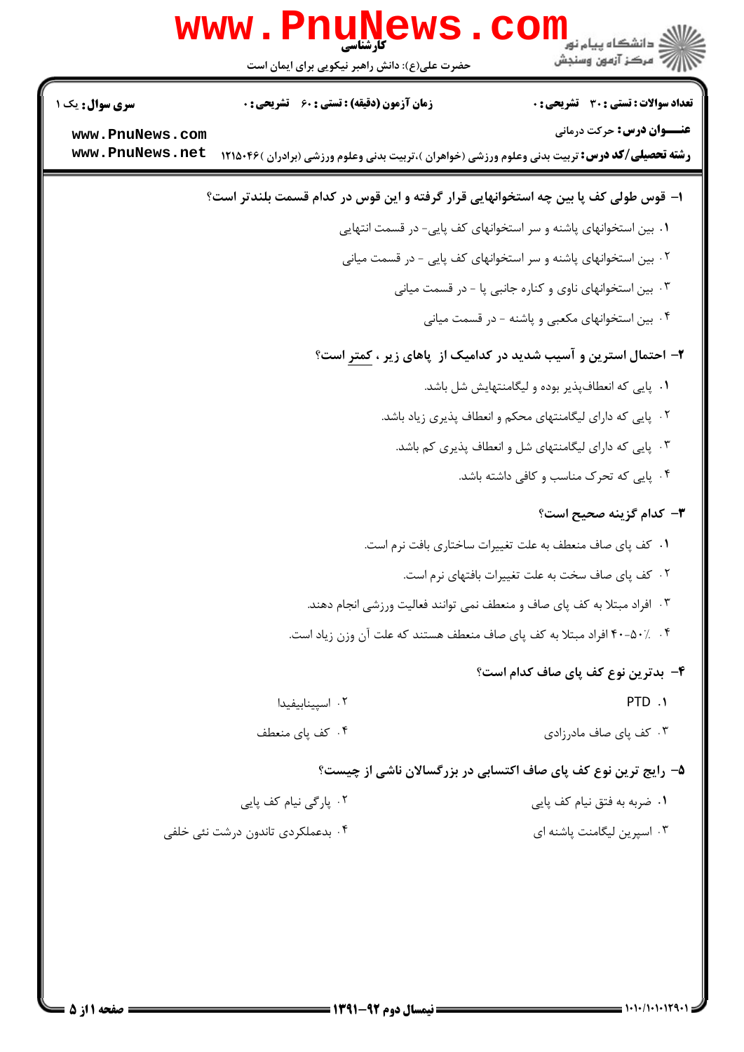کارشناسی

حضرت علی(ع): دانش راهبر نیکویی برای ایمان است

**سری سوال:** یک ۱

**زمان آزمون (دقیقه) : تستی : ۶۰ تشریحی : ۰**

**تعداد سوالات : تستی : ۳۰ تشریحی : ۰**

**عنـــوان درس:** حرکت درمانی

**رشته تحصیلی/کد درس:** تربیت بدنی وعلوم ورزشی (خواهران )،تربیت بدنی وعلوم ورزشی (برادران )۱۲۱۵۰۴۶

**۱- قوس طولی کف پا بین چه استخوانهایی قرار گرفته و این قوس در کدام قسمت بلندتر است؟**

۱. بین استخوانهای پاشنه و سر استخوانهای کف پایی- در قسمت انتهایی

۲. بین استخوانهای پاشنه و سر استخوانهای کف پایی - در قسمت میانی

۳. بین استخوانهای ناوی و کناره جانبی پا - در قسمت میانی

۴. بین استخوانهای مکعبی و پاشنه - در قسمت میانی

**۲- احتمال استرین و آسیب شدید در کدامیک از پاهای زیر ، کمتر است؟**

۱. پایی که انعطاف‌پذیر بوده و لیگامنتهایش شل باشد.

۲. پایی که دارای لیگامنتهای محکم و انعطاف پذیری زیاد باشد.

۳. پایی که دارای لیگامنتهای شل و انعطاف پذیری کم باشد.

۴. پایی که تحرک مناسب و کافی داشته باشد.

**۳- کدام گزینه صحیح است؟**

۱. کف پای صاف منعطف به علت تغییرات ساختاری بافت نرم است.

۲. کف پای صاف سخت به علت تغییرات بافتهای نرم است.

۳. افراد مبتلا به کف پای صاف و منعطف نمی توانند فعالیت ورزشی انجام دهند.

۴. ٪۵۰-۴۰ افراد مبتلا به کف پای صاف منعطف هستند که علت آن وزن زیاد است.

**۴- بدترین نوع کف پای صاف کدام است؟**

۱. PTD

۲. اسپینابیفیدا

۳. کف پای صاف مادرزادی

۴. کف پای منعطف

**۵- رایج ترین نوع کف پای صاف اکتسابی در بزرگسالان ناشی از چیست؟**

۱. ضربه به فتق نیام کف پایی

۲. پارگی نیام کف پایی

۳. اسپرین لیگامنت پاشنه ای

۴. بدعملکردی تاندون درشت نئی خلفی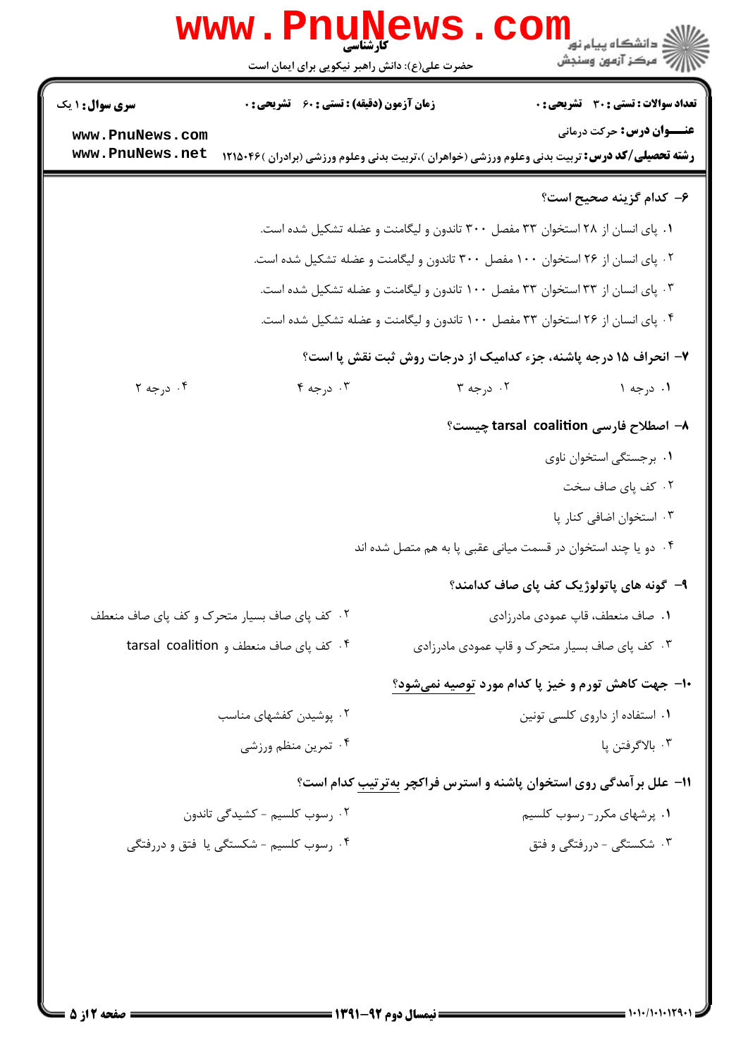**تعداد سوالات: تستی: ۳۰ تشریحی: ۰** | **زمان آزمون (دقیقه): تستی: ۶۰ تشریحی: ۰** | **سری سوال: ۱ یک**

**عنـــوان درس:** حرکت درمانی

**رشته تحصیلی/کد درس:** تربیت بدنی وعلوم ورزشی (خواهران )،تربیت بدنی وعلوم ورزشی (برادران )۱۲۱۵۰۴۶

**۶- کدام گزینه صحیح است؟**

۱. پای انسان از ۲۸ استخوان ۳۳ مفصل ۳۰۰ تاندون و لیگامنت و عضله تشکیل شده است.

۲. پای انسان از ۲۶ استخوان ۱۰۰ مفصل ۳۰۰ تاندون و لیگامنت و عضله تشکیل شده است.

۳. پای انسان از ۳۳ استخوان ۳۳ مفصل ۱۰۰ تاندون و لیگامنت و عضله تشکیل شده است.

۴. پای انسان از ۲۶ استخوان ۳۳ مفصل ۱۰۰ تاندون و لیگامنت و عضله تشکیل شده است.

**۷- انحراف ۱۵ درجه پاشنه، جزء کدامیک از درجات روش ثبت نقش پا است؟**

۱. درجه ۱ ۲. درجه ۳ ۳. درجه ۴ ۴. درجه ۲

**۸- اصطلاح فارسی tarsal coalition چیست؟**

۱. برجستگی استخوان ناوی

۲. کف پای صاف سخت

۳. استخوان اضافی کنار پا

۴. دو یا چند استخوان در قسمت میانی عقبی پا به هم متصل شده اند

**۹- گونه های پاتولوژیک کف پای صاف کدامند؟**

۱. صاف منعطف، قاپ عمودی مادرزادی

۲. کف پای صاف بسیار متحرک و کف پای صاف منعطف

۳. کف پای صاف بسیار متحرک و قاپ عمودی مادرزادی

۴. کف پای صاف منعطف و tarsal coalition

**۱۰- جهت کاهش تورم و خیز پا کدام مورد توصیه نمی‌شود؟**

۱. استفاده از داروی کلسی تونین

۲. پوشیدن کفشهای مناسب

۳. بالاگرفتن پا

۴. تمرین منظم ورزشی

**۱۱- علل برآمدگی روی استخوان پاشنه و استرس فراکچر به‌ترتیب کدام است؟**

۱. پرشهای مکرر- رسوب کلسیم

۲. رسوب کلسیم - کشیدگی تاندون

۳. شکستگی - دررفتگی و فتق

۴. رسوب کلسیم - شکستگی یا فتق و دررفتگی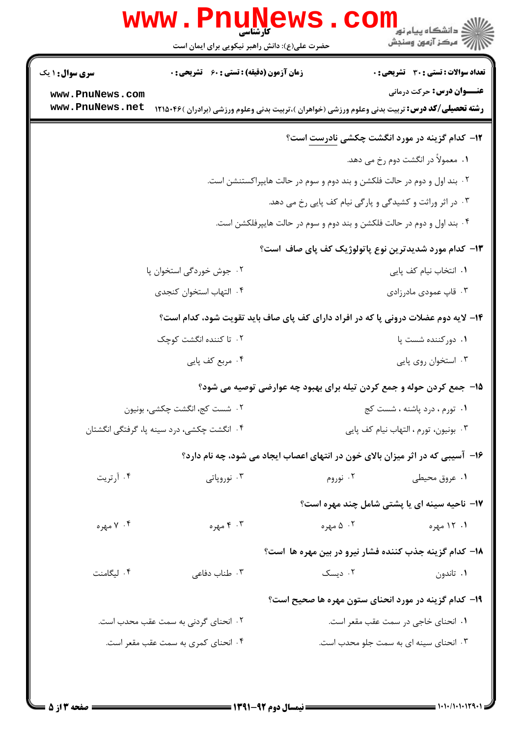**۱۲- کدام گزینه در مورد انگشت چکشی نادرست است؟**

۱. معمولاً در انگشت دوم رخ می دهد.

۲. بند اول و دوم در حالت فلکشن و بند دوم و سوم در حالت هایپراکستنشن است.

۳. در اثر وراثت و کشیدگی و پارگی نیام کف پایی رخ می دهد.

۴. بند اول و دوم در حالت فلکشن و بند دوم و سوم در حالت هایپرفلکشن است.

**۱۳- کدام مورد شدیدترین نوع پاتولوژیک کف پای صاف است؟**

۱. انتخاب نیام کف پایی

۲. جوش خوردگی استخوان پا

۳. قاپ عمودی مادرزادی

۴. التهاب استخوان کنجدی

**۱۴- لایه دوم عضلات درونی پا که در افراد دارای کف پای صاف باید تقویت شود، کدام است؟**

۱. دورکننده شست پا

۲. تا کننده انگشت کوچک

۳. استخوان روی پایی

۴. مربع کف پایی

**۱۵- جمع کردن حوله و جمع کردن تیله برای بهبود چه عوارضی توصیه می شود؟**

۱. تورم ، درد پاشنه ، شست کج

۲. شست کج، انگشت چکشی، بونیون

۳. بونیون، تورم ، التهاب نیام کف پایی

۴. انگشت چکشی، درد سینه پا، گرفتگی انگشتان

**۱۶- آسیبی که در اثر میزان بالای خون در انتهای اعصاب ایجاد می شود، چه نام دارد؟**

۱. عروق محیطی

۲. نوروم

۳. نوروپاتی

۴. آرتریت

**۱۷- ناحیه سینه ای یا پشتی شامل چند مهره است؟**

۱. ۱۲ مهره

۲. ۵ مهره

۳. ۴ مهره

۴. ۷ مهره

**۱۸- کدام گزینه جذب کننده فشار نیرو در بین مهره ها است؟**

۱. تاندون

۲. دیسک

۳. طناب دفاعی

۴. لیگامنت

**۱۹- کدام گزینه در مورد انحنای ستون مهره ها صحیح است؟**

۱. انحنای خاجی در سمت عقب مقعر است.

۲. انحنای گردنی به سمت عقب محدب است.

۳. انحنای سینه ای به سمت جلو محدب است.

۴. انحنای کمری به سمت عقب مقعر است.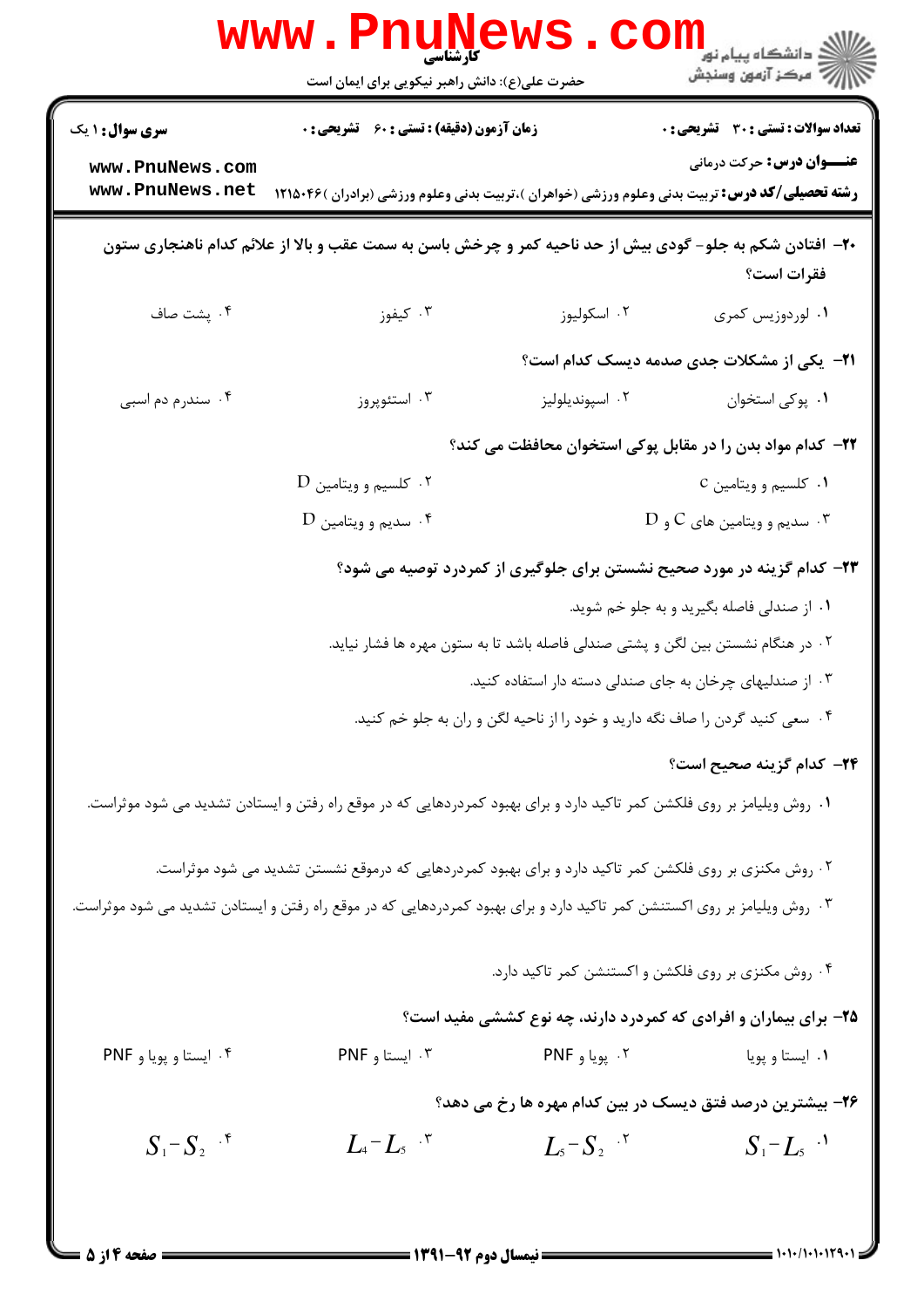۲۰- افتادن شکم به جلو- گودی بیش از حد ناحیه کمر و چرخش باسن به سمت عقب و بالا از علائم کدام ناهنجاری ستون فقرات است؟

۱. لوردوزیس کمری
۲. اسکولیوز
۳. کیفوز
۴. پشت صاف

۲۱- یکی از مشکلات جدی صدمه دیسک کدام است؟

۱. پوکی استخوان
۲. اسپوندیلولیز
۳. استئوپروز
۴. سندرم دم اسبی

۲۲- کدام مواد بدن را در مقابل پوکی استخوان محافظت می کند؟

۱. کلسیم و ویتامین c
۲. کلسیم و ویتامین D
۳. سدیم و ویتامین های C و D
۴. سدیم و ویتامین D

۲۳- کدام گزینه در مورد صحیح نشستن برای جلوگیری از کمردرد توصیه می شود؟

۱. از صندلی فاصله بگیرید و به جلو خم شوید.
۲. در هنگام نشستن بین لگن و پشتی صندلی فاصله باشد تا به ستون مهره ها فشار نیاید.
۳. از صندلیهای چرخان به جای صندلی دسته دار استفاده کنید.
۴. سعی کنید گردن را صاف نگه دارید و خود را از ناحیه لگن و ران به جلو خم کنید.

۲۴- کدام گزینه صحیح است؟

۱. روش ویلیامز بر روی فلکشن کمر تاکید دارد و برای بهبود کمردردهایی که در موقع راه رفتن و ایستادن تشدید می شود موثراست.
۲. روش مکنزی بر روی فلکشن کمر تاکید دارد و برای بهبود کمردردهایی که درموقع نشستن تشدید می شود موثراست.
۳. روش ویلیامز بر روی اکستنشن کمر تاکید دارد و برای بهبود کمردردهایی که در موقع راه رفتن و ایستادن تشدید می شود موثراست.
۴. روش مکنزی بر روی فلکشن و اکستنشن کمر تاکید دارد.

۲۵- برای بیماران و افرادی که کمردرد دارند، چه نوع کششی مفید است؟

۱. ایستا و پویا
۲. پویا و PNF
۳. ایستا و PNF
۴. ایستا و پویا و PNF

۲۶- بیشترین درصد فتق دیسک در بین کدام مهره ها رخ می دهد؟

۱. $S_1 - L_5$
۲. $L_5 - S_2$
۳. $L_4 - L_5$
۴. $S_1 - S_2$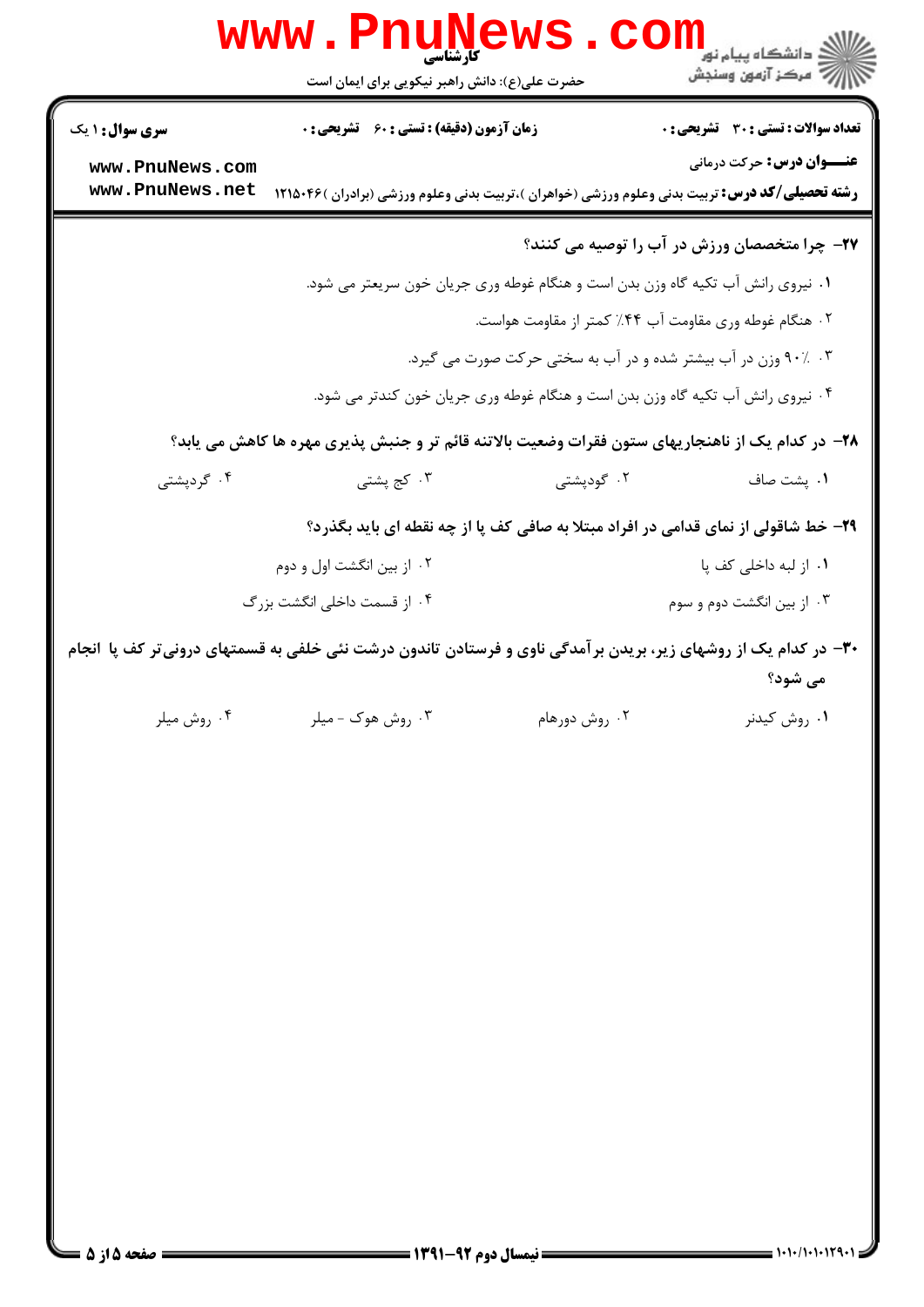**۲۷- چرا متخصصان ورزش در آب را توصیه می کنند؟**

۱. نیروی رانش آب تکیه گاه وزن بدن است و هنگام غوطه وری جریان خون سریعتر می شود.

۲. هنگام غوطه وری مقاومت آب ۴۴٪ کمتر از مقاومت هواست.

۳. ۹۰٪ وزن در آب بیشتر شده و در آب به سختی حرکت صورت می گیرد.

۴. نیروی رانش آب تکیه گاه وزن بدن است و هنگام غوطه وری جریان خون کندتر می شود.

**۲۸- در کدام یک از ناهنجاریهای ستون فقرات وضعیت بالاتنه قائم تر و جنبش پذیری مهره ها کاهش می یابد؟**

۱. پشت صاف
۲. گودپشتی
۳. کج پشتی
۴. گردپشتی

**۲۹- خط شاقولی از نمای قدامی در افراد مبتلا به صافی کف پا از چه نقطه ای باید بگذرد؟**

۱. از لبه داخلی کف پا
۲. از بین انگشت اول و دوم
۳. از بین انگشت دوم و سوم
۴. از قسمت داخلی انگشت بزرگ

**۳۰- در کدام یک از روشهای زیر، بریدن برآمدگی ناوی و فرستادن تاندون درشت نئی خلفی به قسمتهای درونی‌تر کف پا انجام می شود؟**

۱. روش کیدنر
۲. روش دورهام
۳. روش هوک - میلر
۴. روش میلر